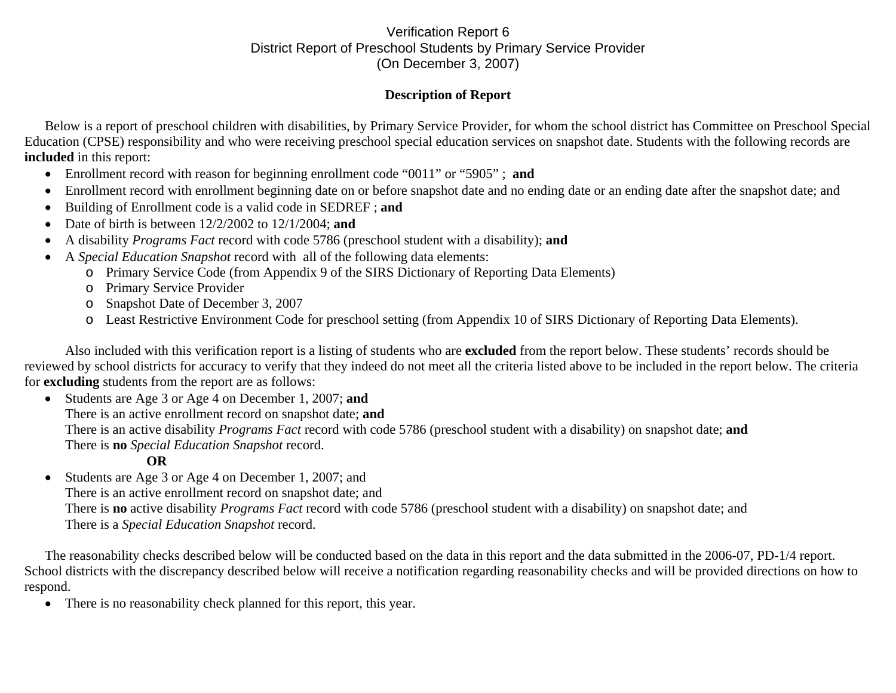# Verification Report 6
## District Report of Preschool Students by Primary Service Provider
## (On December 3, 2007)

### Description of Report

Below is a report of preschool children with disabilities, by Primary Service Provider, for whom the school district has Committee on Preschool Special Education (CPSE) responsibility and who were receiving preschool special education services on snapshot date. Students with the following records are **included** in this report:

- Enrollment record with reason for beginning enrollment code "0011" or "5905" ; **and**
- Enrollment record with enrollment beginning date on or before snapshot date and no ending date or an ending date after the snapshot date; and
- Building of Enrollment code is a valid code in SEDREF ; **and**
- Date of birth is between 12/2/2002 to 12/1/2004; **and**
- A disability *Programs Fact* record with code 5786 (preschool student with a disability); **and**
- A *Special Education Snapshot* record with all of the following data elements:
  - Primary Service Code (from Appendix 9 of the SIRS Dictionary of Reporting Data Elements)
  - Primary Service Provider
  - Snapshot Date of December 3, 2007
  - Least Restrictive Environment Code for preschool setting (from Appendix 10 of SIRS Dictionary of Reporting Data Elements).

Also included with this verification report is a listing of students who are **excluded** from the report below. These students' records should be reviewed by school districts for accuracy to verify that they indeed do not meet all the criteria listed above to be included in the report below. The criteria for **excluding** students from the report are as follows:

- Students are Age 3 or Age 4 on December 1, 2007; **and**
  There is an active enrollment record on snapshot date; **and**
  There is an active disability *Programs Fact* record with code 5786 (preschool student with a disability) on snapshot date; **and**
  There is **no** *Special Education Snapshot* record.

  **OR**

- Students are Age 3 or Age 4 on December 1, 2007; and
  There is an active enrollment record on snapshot date; and
  There is **no** active disability *Programs Fact* record with code 5786 (preschool student with a disability) on snapshot date; and
  There is a *Special Education Snapshot* record.

The reasonability checks described below will be conducted based on the data in this report and the data submitted in the 2006-07, PD-1/4 report. School districts with the discrepancy described below will receive a notification regarding reasonability checks and will be provided directions on how to respond.

- There is no reasonability check planned for this report, this year.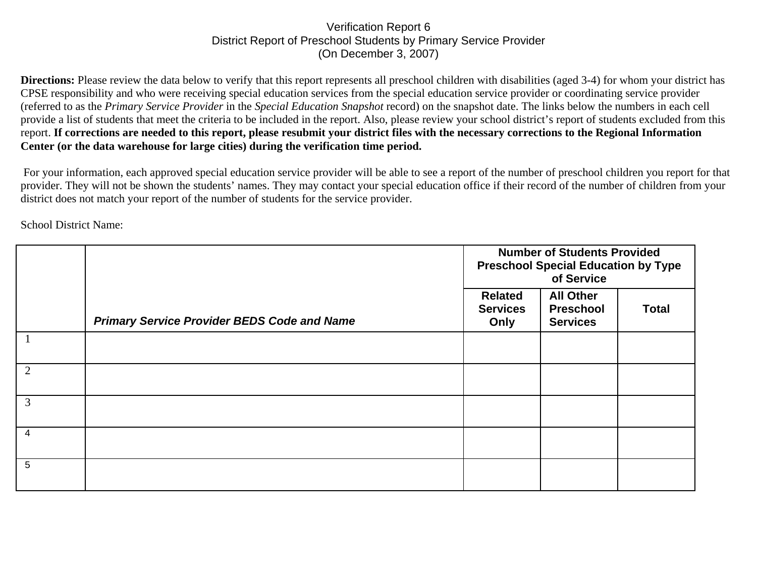# Verification Report 6
## District Report of Preschool Students by Primary Service Provider
### (On December 3, 2007)

**Directions:** Please review the data below to verify that this report represents all preschool children with disabilities (aged 3-4) for whom your district has CPSE responsibility and who were receiving special education services from the special education service provider or coordinating service provider (referred to as the *Primary Service Provider* in the *Special Education Snapshot* record) on the snapshot date. The links below the numbers in each cell provide a list of students that meet the criteria to be included in the report. Also, please review your school district's report of students excluded from this report. **If corrections are needed to this report, please resubmit your district files with the necessary corrections to the Regional Information Center (or the data warehouse for large cities) during the verification time period.**

For your information, each approved special education service provider will be able to see a report of the number of preschool children you report for that provider. They will not be shown the students' names. They may contact your special education office if their record of the number of children from your district does not match your report of the number of students for the service provider.

School District Name:

| | ***Primary Service Provider BEDS Code and Name*** | **Number of Students Provided Preschool Special Education by Type of Service** | | |
|---|---|---|---|---|
| | | **Related Services Only** | **All Other Preschool Services** | **Total** |
| 1 | | | | |
| 2 | | | | |
| 3 | | | | |
| 4 | | | | |
| 5 | | | | |